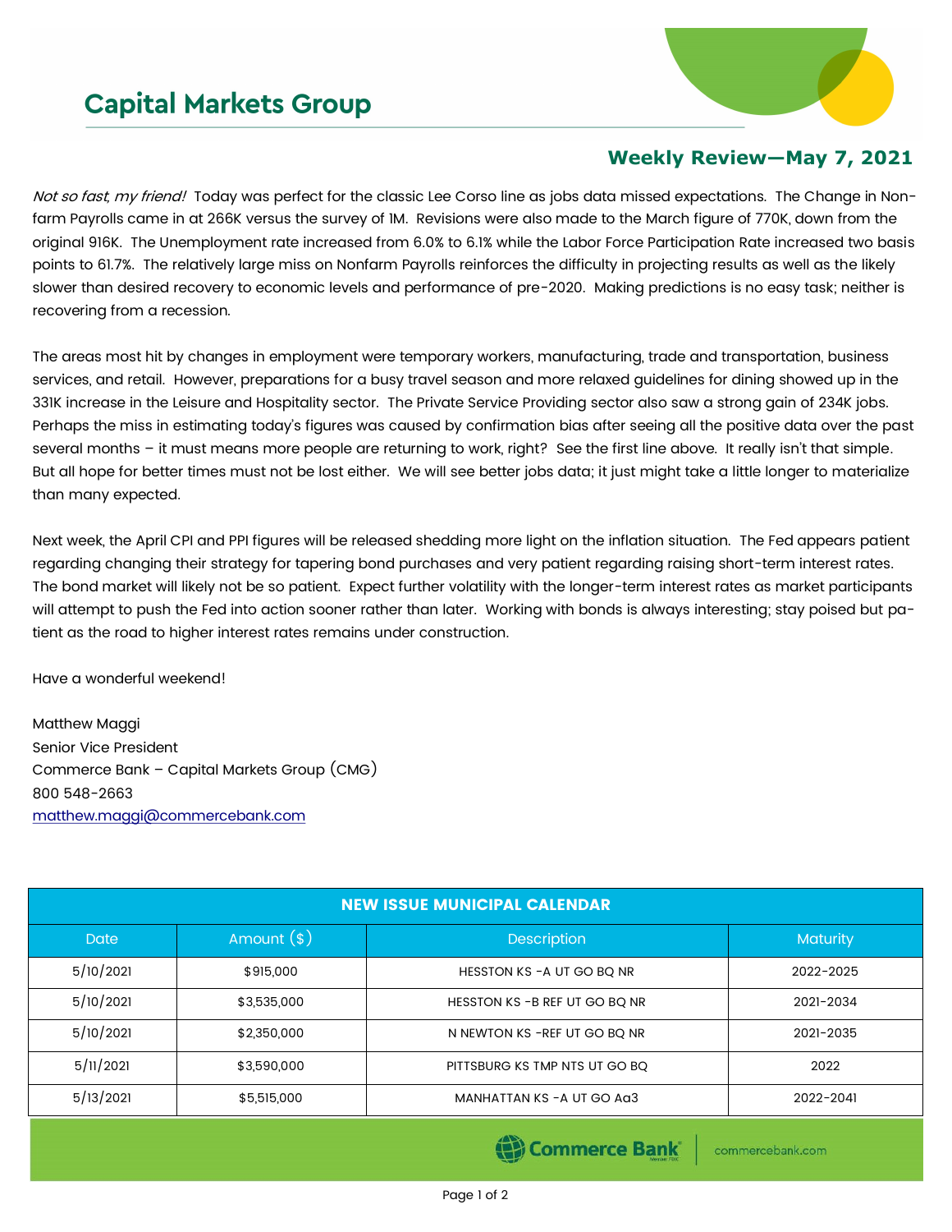# Capital Markets Group

## Weekly Review—May 7, 2021

*Not so fast, my friend!* Today was perfect for the classic Lee Corso line as jobs data missed expectations. The Change in Non-farm Payrolls came in at 266K versus the survey of 1M. Revisions were also made to the March figure of 770K, down from the original 916K. The Unemployment rate increased from 6.0% to 6.1% while the Labor Force Participation Rate increased two basis points to 61.7%. The relatively large miss on Nonfarm Payrolls reinforces the difficulty in projecting results as well as the likely slower than desired recovery to economic levels and performance of pre-2020. Making predictions is no easy task; neither is recovering from a recession.

The areas most hit by changes in employment were temporary workers, manufacturing, trade and transportation, business services, and retail. However, preparations for a busy travel season and more relaxed guidelines for dining showed up in the 331K increase in the Leisure and Hospitality sector. The Private Service Providing sector also saw a strong gain of 234K jobs. Perhaps the miss in estimating today's figures was caused by confirmation bias after seeing all the positive data over the past several months – it must means more people are returning to work, right? See the first line above. It really isn't that simple. But all hope for better times must not be lost either. We will see better jobs data; it just might take a little longer to materialize than many expected.

Next week, the April CPI and PPI figures will be released shedding more light on the inflation situation. The Fed appears patient regarding changing their strategy for tapering bond purchases and very patient regarding raising short-term interest rates. The bond market will likely not be so patient. Expect further volatility with the longer-term interest rates as market participants will attempt to push the Fed into action sooner rather than later. Working with bonds is always interesting; stay poised but patient as the road to higher interest rates remains under construction.

Have a wonderful weekend!

Matthew Maggi
Senior Vice President
Commerce Bank – Capital Markets Group (CMG)
800 548-2663
matthew.maggi@commercebank.com

| NEW ISSUE MUNICIPAL CALENDAR | | | |
|---|---|---|---|
| Date | Amount ($) | Description | Maturity |
| 5/10/2021 | $915,000 | HESSTON KS -A UT GO BQ NR | 2022-2025 |
| 5/10/2021 | $3,535,000 | HESSTON KS -B REF UT GO BQ NR | 2021-2034 |
| 5/10/2021 | $2,350,000 | N NEWTON KS -REF UT GO BQ NR | 2021-2035 |
| 5/11/2021 | $3,590,000 | PITTSBURG KS TMP NTS UT GO BQ | 2022 |
| 5/13/2021 | $5,515,000 | MANHATTAN KS -A UT GO Aa3 | 2022-2041 |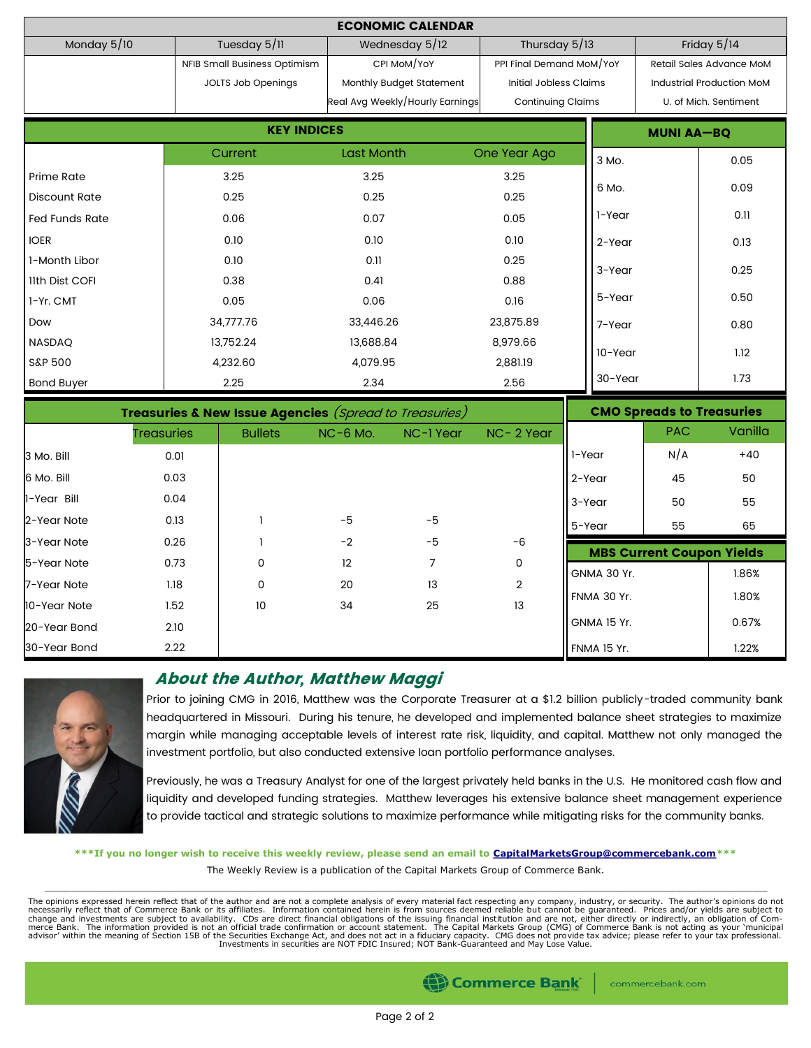## ECONOMIC CALENDAR

| Monday 5/10 | Tuesday 5/11 | Wednesday 5/12 | Thursday 5/13 | Friday 5/14 |
|---|---|---|---|---|
| | NFIB Small Business Optimism | CPI MoM/YoY | PPI Final Demand MoM/YoY | Retail Sales Advance MoM |
| | JOLTS Job Openings | Monthly Budget Statement | Initial Jobless Claims | Industrial Production MoM |
| | | Real Avg Weekly/Hourly Earnings | Continuing Claims | U. of Mich. Sentiment |

## KEY INDICES

| | Current | Last Month | One Year Ago |
|---|---|---|---|
| Prime Rate | 3.25 | 3.25 | 3.25 |
| Discount Rate | 0.25 | 0.25 | 0.25 |
| Fed Funds Rate | 0.06 | 0.07 | 0.05 |
| IOER | 0.10 | 0.10 | 0.10 |
| 1-Month Libor | 0.10 | 0.11 | 0.25 |
| 11th Dist COFI | 0.38 | 0.41 | 0.88 |
| 1-Yr. CMT | 0.05 | 0.06 | 0.16 |
| Dow | 34,777.76 | 33,446.26 | 23,875.89 |
| NASDAQ | 13,752.24 | 13,688.84 | 8,979.66 |
| S&P 500 | 4,232.60 | 4,079.95 | 2,881.19 |
| Bond Buyer | 2.25 | 2.34 | 2.56 |

## MUNI AA—BQ

| | |
|---|---|
| 3 Mo. | 0.05 |
| 6 Mo. | 0.09 |
| 1-Year | 0.11 |
| 2-Year | 0.13 |
| 3-Year | 0.25 |
| 5-Year | 0.50 |
| 7-Year | 0.80 |
| 10-Year | 1.12 |
| 30-Year | 1.73 |

## Treasuries & New Issue Agencies *(Spread to Treasuries)*

| | Treasuries | Bullets | NC-6 Mo. | NC-1 Year | NC- 2 Year |
|---|---|---|---|---|---|
| 3 Mo. Bill | 0.01 | | | | |
| 6 Mo. Bill | 0.03 | | | | |
| 1-Year Bill | 0.04 | | | | |
| 2-Year Note | 0.13 | 1 | -5 | -5 | |
| 3-Year Note | 0.26 | 1 | -2 | -5 | -6 |
| 5-Year Note | 0.73 | 0 | 12 | 7 | 0 |
| 7-Year Note | 1.18 | 0 | 20 | 13 | 2 |
| 10-Year Note | 1.52 | 10 | 34 | 25 | 13 |
| 20-Year Bond | 2.10 | | | | |
| 30-Year Bond | 2.22 | | | | |

## CMO Spreads to Treasuries

| | PAC | Vanilla |
|---|---|---|
| 1-Year | N/A | +40 |
| 2-Year | 45 | 50 |
| 3-Year | 50 | 55 |
| 5-Year | 55 | 65 |

## MBS Current Coupon Yields

| | |
|---|---|
| GNMA 30 Yr. | 1.86% |
| FNMA 30 Yr. | 1.80% |
| GNMA 15 Yr. | 0.67% |
| FNMA 15 Yr. | 1.22% |

## *About the Author, Matthew Maggi*

Prior to joining CMG in 2016, Matthew was the Corporate Treasurer at a $1.2 billion publicly-traded community bank headquartered in Missouri. During his tenure, he developed and implemented balance sheet strategies to maximize margin while managing acceptable levels of interest rate risk, liquidity, and capital. Matthew not only managed the investment portfolio, but also conducted extensive loan portfolio performance analyses.

Previously, he was a Treasury Analyst for one of the largest privately held banks in the U.S. He monitored cash flow and liquidity and developed funding strategies. Matthew leverages his extensive balance sheet management experience to provide tactical and strategic solutions to maximize performance while mitigating risks for the community banks.

**\*\*\*If you no longer wish to receive this weekly review, please send an email to CapitalMarketsGroup@commercebank.com\*\*\***

The Weekly Review is a publication of the Capital Markets Group of Commerce Bank.

The opinions expressed herein reflect that of the author and are not a complete analysis of every material fact respecting any company, industry, or security. The author's opinions do not necessarily reflect that of Commerce Bank or its affiliates. Information contained herein is from sources deemed reliable but cannot be guaranteed. Prices and/or yields are subject to change and investments are subject to availability. CDs are direct financial obligations of the issuing financial institution and are not, either directly or indirectly, an obligation of Commerce Bank. The information provided is not an official trade confirmation or account statement. The Capital Markets Group (CMG) of Commerce Bank is not acting as your 'municipal advisor' within the meaning of Section 15B of the Securities Exchange Act, and does not act in a fiduciary capacity. CMG does not provide tax advice; please refer to your tax professional. Investments in securities are NOT FDIC Insured; NOT Bank-Guaranteed and May Lose Value.

Commerce Bank | commercebank.com